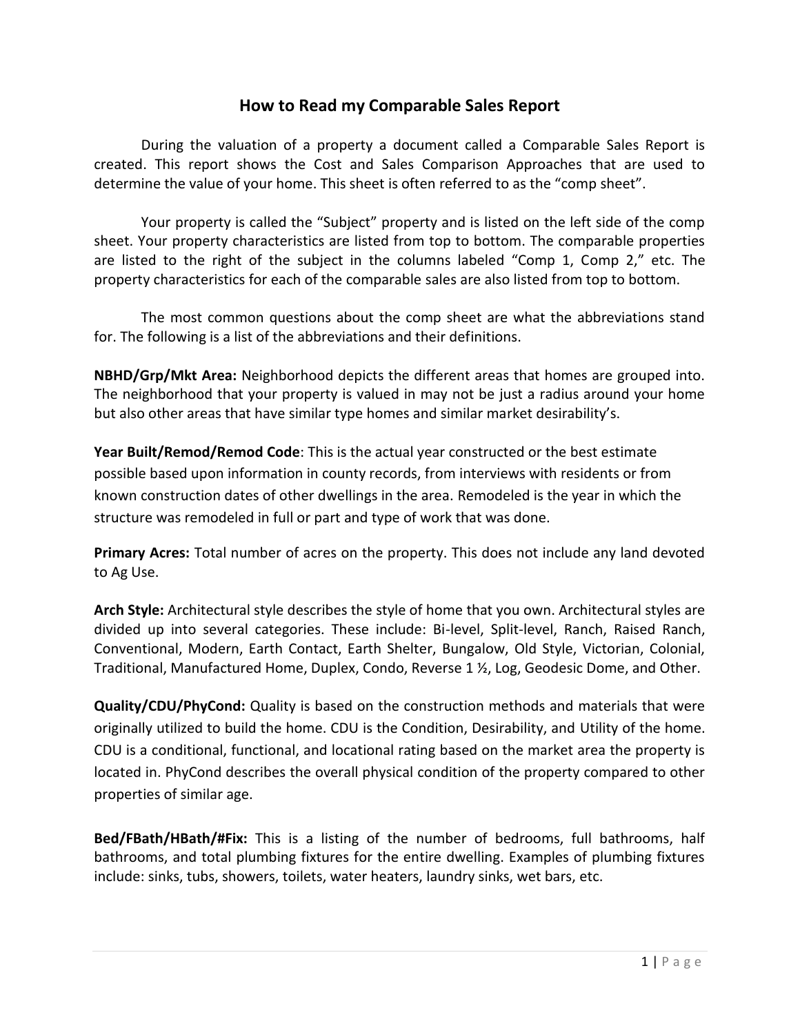# How to Read my Comparable Sales Report

During the valuation of a property a document called a Comparable Sales Report is created. This report shows the Cost and Sales Comparison Approaches that are used to determine the value of your home. This sheet is often referred to as the "comp sheet".

Your property is called the "Subject" property and is listed on the left side of the comp sheet. Your property characteristics are listed from top to bottom. The comparable properties are listed to the right of the subject in the columns labeled "Comp 1, Comp 2," etc. The property characteristics for each of the comparable sales are also listed from top to bottom.

The most common questions about the comp sheet are what the abbreviations stand for. The following is a list of the abbreviations and their definitions.

**NBHD/Grp/Mkt Area:** Neighborhood depicts the different areas that homes are grouped into. The neighborhood that your property is valued in may not be just a radius around your home but also other areas that have similar type homes and similar market desirability's.

**Year Built/Remod/Remod Code**: This is the actual year constructed or the best estimate possible based upon information in county records, from interviews with residents or from known construction dates of other dwellings in the area. Remodeled is the year in which the structure was remodeled in full or part and type of work that was done.

**Primary Acres:** Total number of acres on the property. This does not include any land devoted to Ag Use.

**Arch Style:** Architectural style describes the style of home that you own. Architectural styles are divided up into several categories. These include: Bi-level, Split-level, Ranch, Raised Ranch, Conventional, Modern, Earth Contact, Earth Shelter, Bungalow, Old Style, Victorian, Colonial, Traditional, Manufactured Home, Duplex, Condo, Reverse 1 ½, Log, Geodesic Dome, and Other.

**Quality/CDU/PhyCond:** Quality is based on the construction methods and materials that were originally utilized to build the home. CDU is the Condition, Desirability, and Utility of the home. CDU is a conditional, functional, and locational rating based on the market area the property is located in. PhyCond describes the overall physical condition of the property compared to other properties of similar age.

**Bed/FBath/HBath/#Fix:** This is a listing of the number of bedrooms, full bathrooms, half bathrooms, and total plumbing fixtures for the entire dwelling. Examples of plumbing fixtures include: sinks, tubs, showers, toilets, water heaters, laundry sinks, wet bars, etc.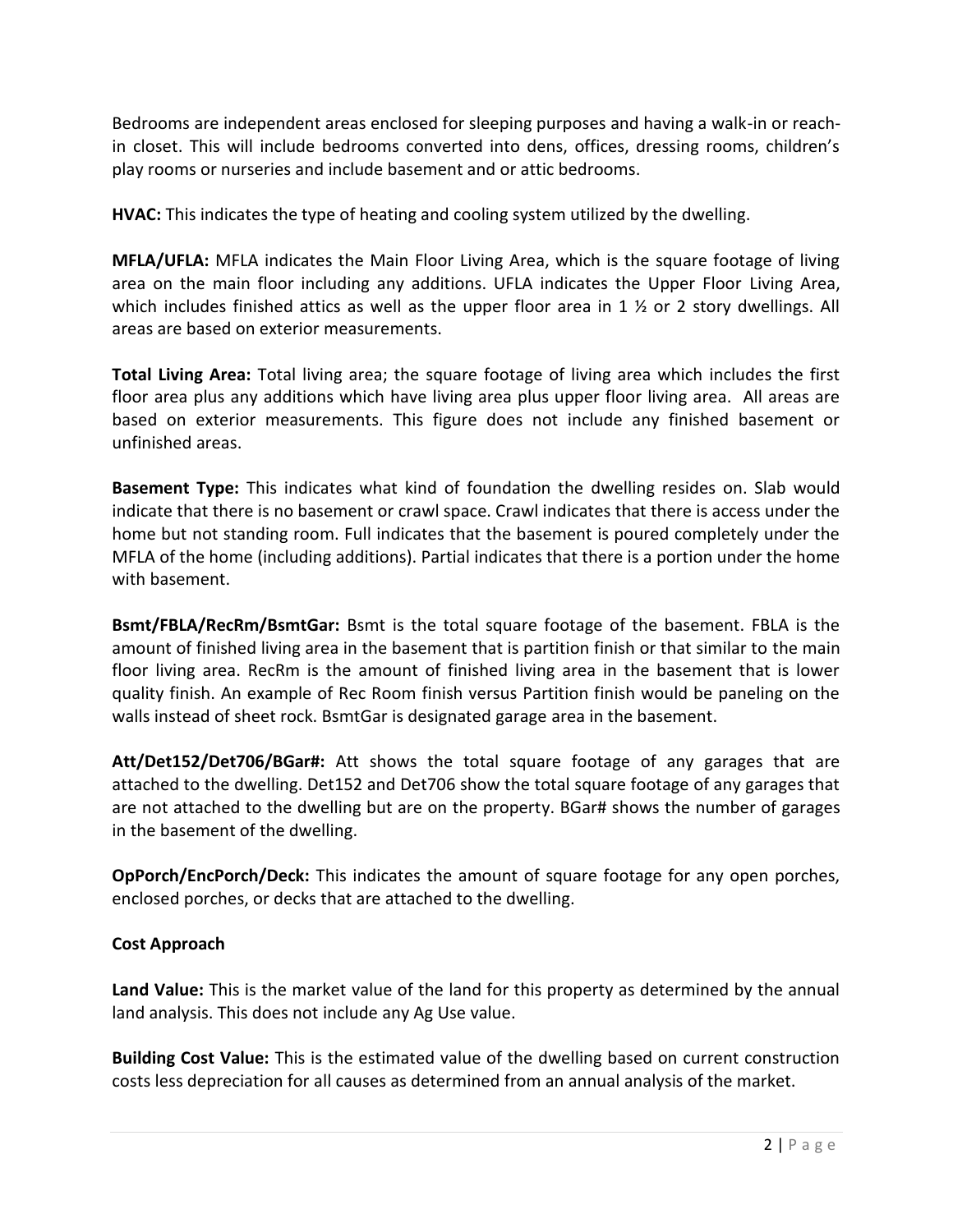Bedrooms are independent areas enclosed for sleeping purposes and having a walk-in or reach-in closet. This will include bedrooms converted into dens, offices, dressing rooms, children's play rooms or nurseries and include basement and or attic bedrooms.

**HVAC:** This indicates the type of heating and cooling system utilized by the dwelling.

**MFLA/UFLA:** MFLA indicates the Main Floor Living Area, which is the square footage of living area on the main floor including any additions. UFLA indicates the Upper Floor Living Area, which includes finished attics as well as the upper floor area in 1 ½ or 2 story dwellings. All areas are based on exterior measurements.

**Total Living Area:** Total living area; the square footage of living area which includes the first floor area plus any additions which have living area plus upper floor living area. All areas are based on exterior measurements. This figure does not include any finished basement or unfinished areas.

**Basement Type:** This indicates what kind of foundation the dwelling resides on. Slab would indicate that there is no basement or crawl space. Crawl indicates that there is access under the home but not standing room. Full indicates that the basement is poured completely under the MFLA of the home (including additions). Partial indicates that there is a portion under the home with basement.

**Bsmt/FBLA/RecRm/BsmtGar:** Bsmt is the total square footage of the basement. FBLA is the amount of finished living area in the basement that is partition finish or that similar to the main floor living area. RecRm is the amount of finished living area in the basement that is lower quality finish. An example of Rec Room finish versus Partition finish would be paneling on the walls instead of sheet rock. BsmtGar is designated garage area in the basement.

**Att/Det152/Det706/BGar#:** Att shows the total square footage of any garages that are attached to the dwelling. Det152 and Det706 show the total square footage of any garages that are not attached to the dwelling but are on the property. BGar# shows the number of garages in the basement of the dwelling.

**OpPorch/EncPorch/Deck:** This indicates the amount of square footage for any open porches, enclosed porches, or decks that are attached to the dwelling.

**Cost Approach**

**Land Value:** This is the market value of the land for this property as determined by the annual land analysis. This does not include any Ag Use value.

**Building Cost Value:** This is the estimated value of the dwelling based on current construction costs less depreciation for all causes as determined from an annual analysis of the market.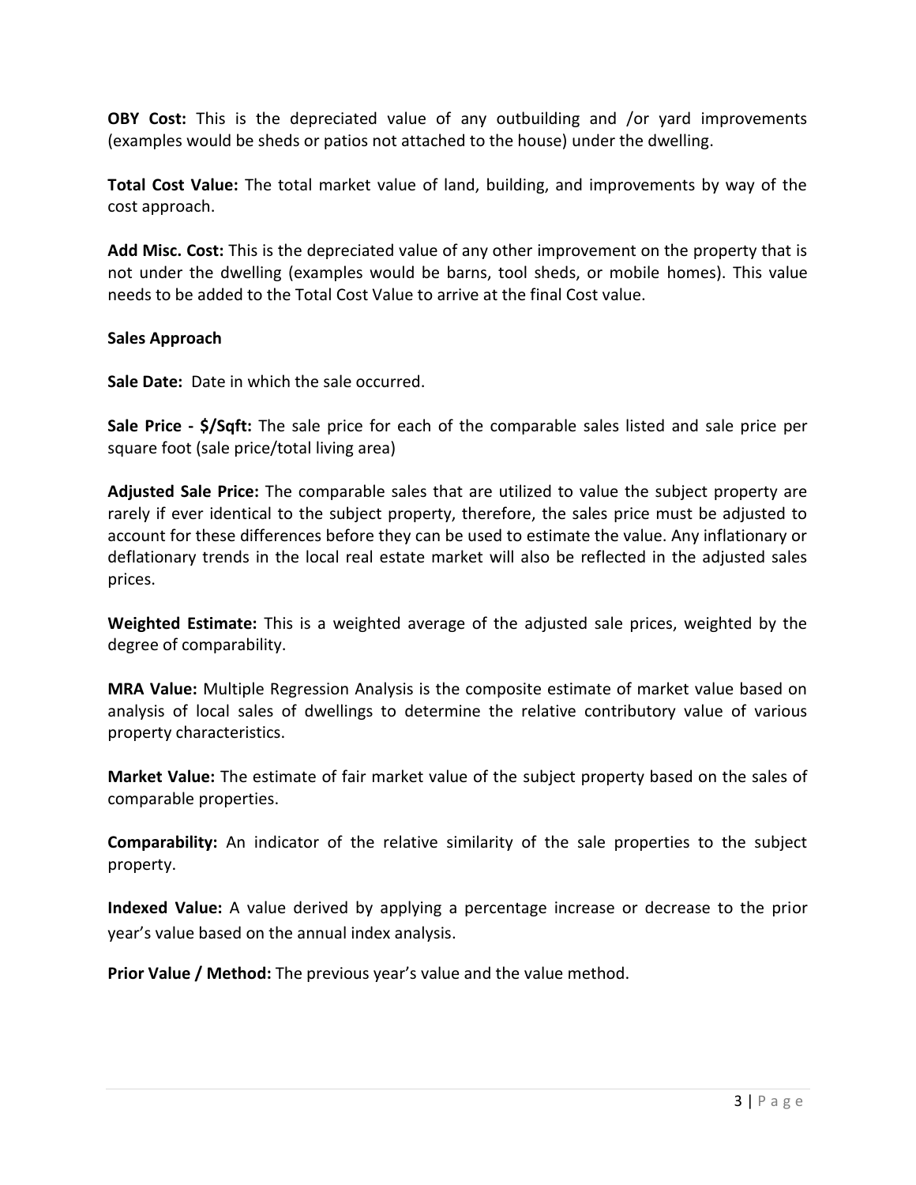**OBY Cost:** This is the depreciated value of any outbuilding and /or yard improvements (examples would be sheds or patios not attached to the house) under the dwelling.

**Total Cost Value:** The total market value of land, building, and improvements by way of the cost approach.

**Add Misc. Cost:** This is the depreciated value of any other improvement on the property that is not under the dwelling (examples would be barns, tool sheds, or mobile homes). This value needs to be added to the Total Cost Value to arrive at the final Cost value.

**Sales Approach**

**Sale Date:** Date in which the sale occurred.

**Sale Price - $/Sqft:** The sale price for each of the comparable sales listed and sale price per square foot (sale price/total living area)

**Adjusted Sale Price:** The comparable sales that are utilized to value the subject property are rarely if ever identical to the subject property, therefore, the sales price must be adjusted to account for these differences before they can be used to estimate the value. Any inflationary or deflationary trends in the local real estate market will also be reflected in the adjusted sales prices.

**Weighted Estimate:** This is a weighted average of the adjusted sale prices, weighted by the degree of comparability.

**MRA Value:** Multiple Regression Analysis is the composite estimate of market value based on analysis of local sales of dwellings to determine the relative contributory value of various property characteristics.

**Market Value:** The estimate of fair market value of the subject property based on the sales of comparable properties.

**Comparability:** An indicator of the relative similarity of the sale properties to the subject property.

**Indexed Value:** A value derived by applying a percentage increase or decrease to the prior year's value based on the annual index analysis.

**Prior Value / Method:** The previous year's value and the value method.